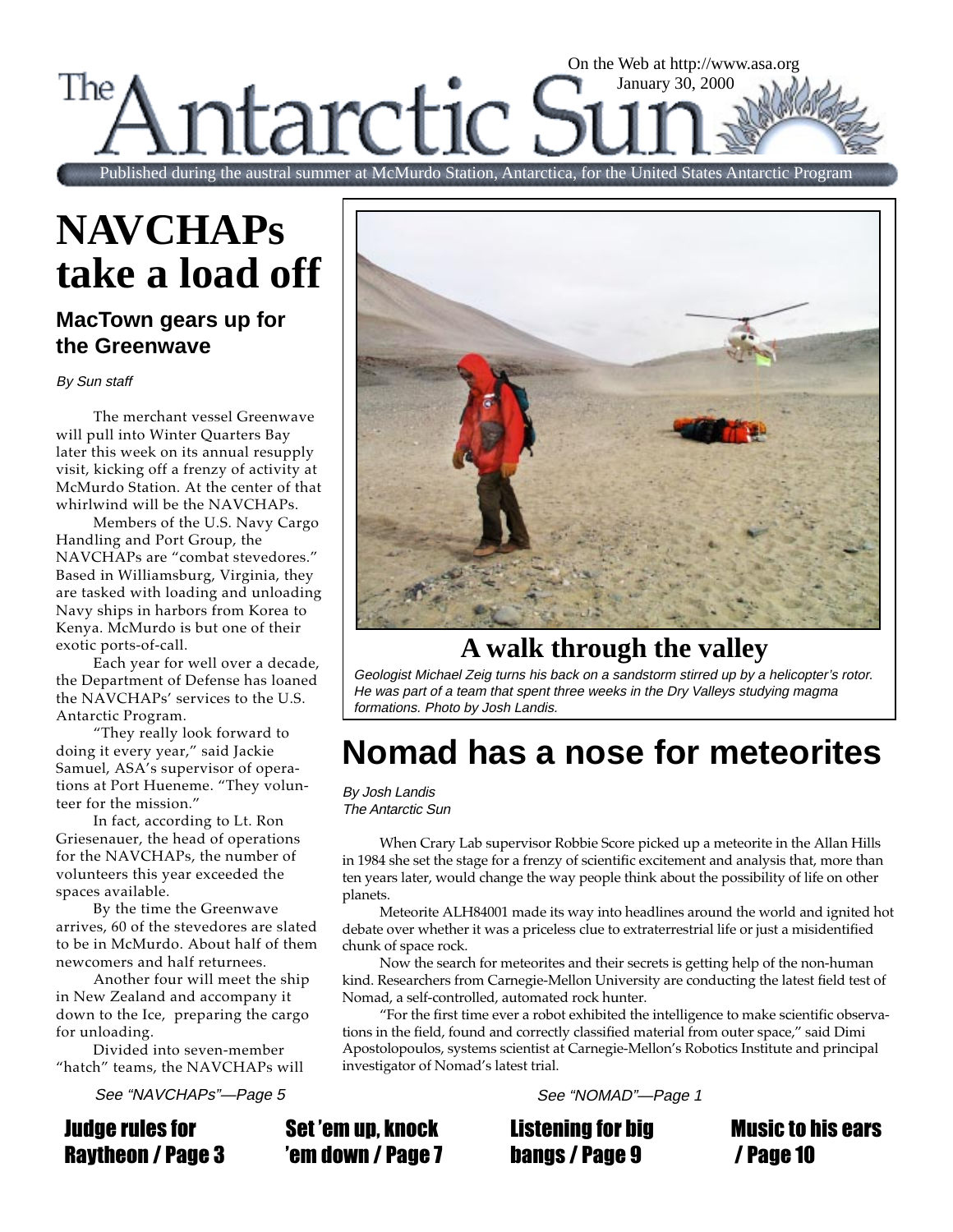# The Antarctic Sun

On the Web at http://www.asa.org

January 30, 2000

Published during the austral summer at McMurdo Station, Antarctica, for the United States Antarctic Program

# NAVCHAPs take a load off

## MacTown gears up for the Greenwave

*By Sun staff*

The merchant vessel Greenwave will pull into Winter Quarters Bay later this week on its annual resupply visit, kicking off a frenzy of activity at McMurdo Station. At the center of that whirlwind will be the NAVCHAPs.

Members of the U.S. Navy Cargo Handling and Port Group, the NAVCHAPs are "combat stevedores." Based in Williamsburg, Virginia, they are tasked with loading and unloading Navy ships in harbors from Korea to Kenya. McMurdo is but one of their exotic ports-of-call.

Each year for well over a decade, the Department of Defense has loaned the NAVCHAPs' services to the U.S. Antarctic Program.

"They really look forward to doing it every year," said Jackie Samuel, ASA's supervisor of operations at Port Hueneme. "They volunteer for the mission."

In fact, according to Lt. Ron Griesenauer, the head of operations for the NAVCHAPs, the number of volunteers this year exceeded the spaces available.

By the time the Greenwave arrives, 60 of the stevedores are slated to be in McMurdo. About half of them newcomers and half returnees.

Another four will meet the ship in New Zealand and accompany it down to the Ice, preparing the cargo for unloading.

Divided into seven-member "hatch" teams, the NAVCHAPs will

*See "NAVCHAPs"—Page 5*

## A walk through the valley

*Geologist Michael Zeig turns his back on a sandstorm stirred up by a helicopter's rotor. He was part of a team that spent three weeks in the Dry Valleys studying magma formations. Photo by Josh Landis.*

# Nomad has a nose for meteorites

*By Josh Landis*
*The Antarctic Sun*

When Crary Lab supervisor Robbie Score picked up a meteorite in the Allan Hills in 1984 she set the stage for a frenzy of scientific excitement and analysis that, more than ten years later, would change the way people think about the possibility of life on other planets.

Meteorite ALH84001 made its way into headlines around the world and ignited hot debate over whether it was a priceless clue to extraterrestrial life or just a misidentified chunk of space rock.

Now the search for meteorites and their secrets is getting help of the non-human kind. Researchers from Carnegie-Mellon University are conducting the latest field test of Nomad, a self-controlled, automated rock hunter.

"For the first time ever a robot exhibited the intelligence to make scientific observations in the field, found and correctly classified material from outer space," said Dimi Apostolopoulos, systems scientist at Carnegie-Mellon's Robotics Institute and principal investigator of Nomad's latest trial.

*See "NOMAD"—Page 1*

**Judge rules for Raytheon / Page 3**

**Set 'em up, knock 'em down / Page 7**

**Listening for big bangs / Page 9**

**Music to his ears / Page 10**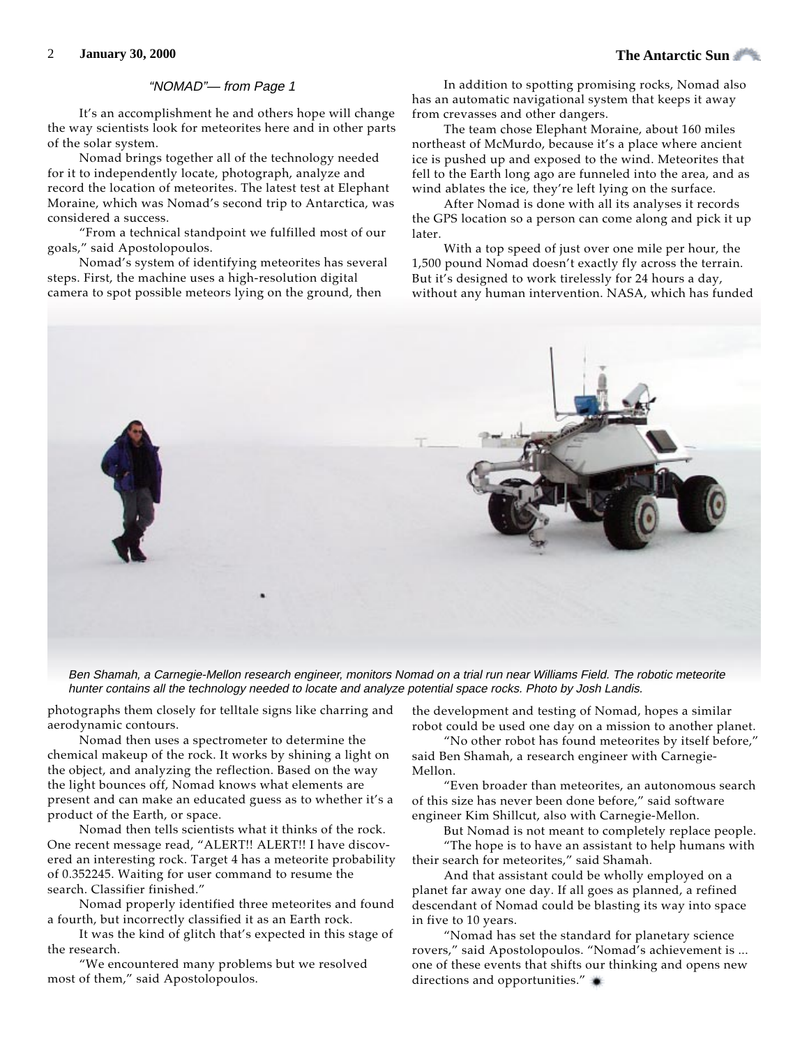*"NOMAD"— from Page 1*

It's an accomplishment he and others hope will change the way scientists look for meteorites here and in other parts of the solar system.

Nomad brings together all of the technology needed for it to independently locate, photograph, analyze and record the location of meteorites. The latest test at Elephant Moraine, which was Nomad's second trip to Antarctica, was considered a success.

"From a technical standpoint we fulfilled most of our goals," said Apostolopoulos.

Nomad's system of identifying meteorites has several steps. First, the machine uses a high-resolution digital camera to spot possible meteors lying on the ground, then photographs them closely for telltale signs like charring and aerodynamic contours.

Nomad then uses a spectrometer to determine the chemical makeup of the rock. It works by shining a light on the object, and analyzing the reflection. Based on the way the light bounces off, Nomad knows what elements are present and can make an educated guess as to whether it's a product of the Earth, or space.

Nomad then tells scientists what it thinks of the rock. One recent message read, "ALERT!! ALERT!! I have discovered an interesting rock. Target 4 has a meteorite probability of 0.352245. Waiting for user command to resume the search. Classifier finished."

Nomad properly identified three meteorites and found a fourth, but incorrectly classified it as an Earth rock.

It was the kind of glitch that's expected in this stage of the research.

"We encountered many problems but we resolved most of them," said Apostolopoulos.

In addition to spotting promising rocks, Nomad also has an automatic navigational system that keeps it away from crevasses and other dangers.

The team chose Elephant Moraine, about 160 miles northeast of McMurdo, because it's a place where ancient ice is pushed up and exposed to the wind. Meteorites that fell to the Earth long ago are funneled into the area, and as wind ablates the ice, they're left lying on the surface.

After Nomad is done with all its analyses it records the GPS location so a person can come along and pick it up later.

With a top speed of just over one mile per hour, the 1,500 pound Nomad doesn't exactly fly across the terrain. But it's designed to work tirelessly for 24 hours a day, without any human intervention. NASA, which has funded the development and testing of Nomad, hopes a similar robot could be used one day on a mission to another planet.

"No other robot has found meteorites by itself before," said Ben Shamah, a research engineer with Carnegie-Mellon.

"Even broader than meteorites, an autonomous search of this size has never been done before," said software engineer Kim Shillcut, also with Carnegie-Mellon.

But Nomad is not meant to completely replace people.

"The hope is to have an assistant to help humans with their search for meteorites," said Shamah.

And that assistant could be wholly employed on a planet far away one day. If all goes as planned, a refined descendant of Nomad could be blasting its way into space in five to 10 years.

"Nomad has set the standard for planetary science rovers," said Apostolopoulos. "Nomad's achievement is ... one of these events that shifts our thinking and opens new directions and opportunities."

*Ben Shamah, a Carnegie-Mellon research engineer, monitors Nomad on a trial run near Williams Field. The robotic meteorite hunter contains all the technology needed to locate and analyze potential space rocks. Photo by Josh Landis.*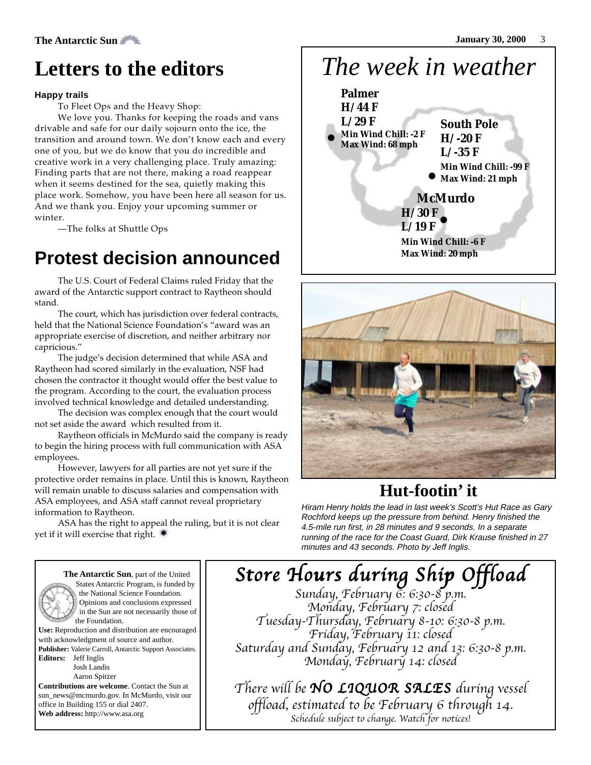# Letters to the editors

### Happy trails

To Fleet Ops and the Heavy Shop:

We love you. Thanks for keeping the roads and vans drivable and safe for our daily sojourn onto the ice, the transition and around town. We don't know each and every one of you, but we do know that you do incredible and creative work in a very challenging place. Truly amazing: Finding parts that are not there, making a road reappear when it seems destined for the sea, quietly making this place work. Somehow, you have been here all season for us. And we thank you. Enjoy your upcoming summer or winter.

—The folks at Shuttle Ops

## Protest decision announced

The U.S. Court of Federal Claims ruled Friday that the award of the Antarctic support contract to Raytheon should stand.

The court, which has jurisdiction over federal contracts, held that the National Science Foundation's "award was an appropriate exercise of discretion, and neither arbitrary nor capricious."

The judge's decision determined that while ASA and Raytheon had scored similarly in the evaluation, NSF had chosen the contractor it thought would offer the best value to the program. According to the court, the evaluation process involved technical knowledge and detailed understanding.

The decision was complex enough that the court would not set aside the award which resulted from it.

Raytheon officials in McMurdo said the company is ready to begin the hiring process with full communication with ASA employees.

However, lawyers for all parties are not yet sure if the protective order remains in place. Until this is known, Raytheon will remain unable to discuss salaries and compensation with ASA employees, and ASA staff cannot reveal proprietary information to Raytheon.

ASA has the right to appeal the ruling, but it is not clear yet if it will exercise that right.

## *The week in weather*

**Palmer**
**H/44 F**
**L/29 F**
**Min Wind Chill: -2 F**
**Max Wind: 68 mph**

**South Pole**
**H/-20 F**
**L/-35 F**
**Min Wind Chill: -99 F**
**Max Wind: 21 mph**

**McMurdo**
**H/30 F**
**L/19 F**
**Min Wind Chill: -6 F**
**Max Wind: 20 mph**

## Hut-footin' it

*Hiram Henry holds the lead in last week's Scott's Hut Race as Gary Rochford keeps up the pressure from behind. Henry finished the 4.5-mile run first, in 28 minutes and 9 seconds. In a separate running of the race for the Coast Guard, Dirk Krause finished in 27 minutes and 43 seconds. Photo by Jeff Inglis.*

**The Antarctic Sun**, part of the United States Antarctic Program, is funded by the National Science Foundation. Opinions and conclusions expressed in the Sun are not necessarily those of the Foundation.

**Use:** Reproduction and distribution are encouraged with acknowledgment of source and author.

**Publisher:** Valerie Carroll, Antarctic Support Associates.

**Editors:** Jeff Inglis
Josh Landis
Aaron Spitzer

**Contributions are welcome**. Contact the Sun at sun_news@mcmurdo.gov. In McMurdo, visit our office in Building 155 or dial 2407.

**Web address:** http://www.asa.org

## *Store Hours during Ship Offload*

*Sunday, February 6: 6:30-8 p.m.*
*Monday, February 7: closed*
*Tuesday-Thursday, February 8-10: 6:30-8 p.m.*
*Friday, February 11: closed*
*Saturday and Sunday, February 12 and 13: 6:30-8 p.m.*
*Monday, February 14: closed*

*There will be **NO LIQUOR SALES** during vessel offload, estimated to be February 6 through 14.*
*Schedule subject to change. Watch for notices!*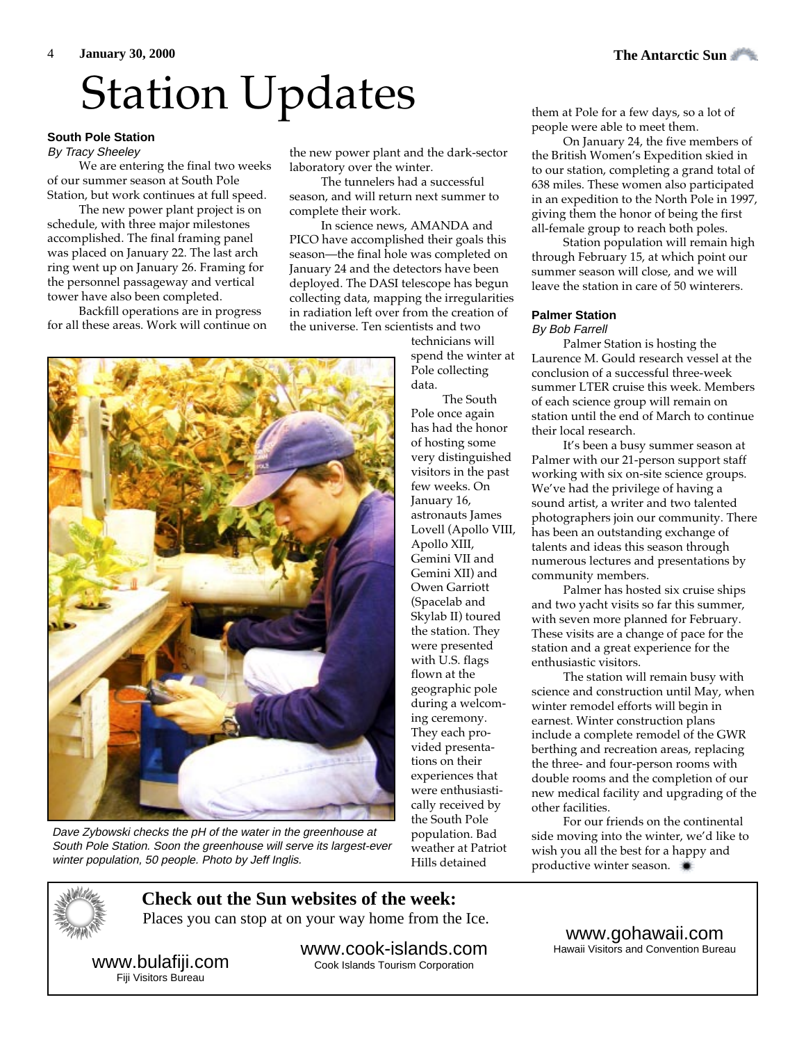# Station Updates

## South Pole Station

*By Tracy Sheeley*

We are entering the final two weeks of our summer season at South Pole Station, but work continues at full speed.

The new power plant project is on schedule, with three major milestones accomplished. The final framing panel was placed on January 22. The last arch ring went up on January 26. Framing for the personnel passageway and vertical tower have also been completed.

Backfill operations are in progress for all these areas. Work will continue on the new power plant and the dark-sector laboratory over the winter.

The tunnelers had a successful season, and will return next summer to complete their work.

In science news, AMANDA and PICO have accomplished their goals this season—the final hole was completed on January 24 and the detectors have been deployed. The DASI telescope has begun collecting data, mapping the irregularities in radiation left over from the creation of the universe. Ten scientists and two technicians will spend the winter at Pole collecting data.

*Dave Zybowski checks the pH of the water in the greenhouse at South Pole Station. Soon the greenhouse will serve its largest-ever winter population, 50 people. Photo by Jeff Inglis.*

The South Pole once again has had the honor of hosting some very distinguished visitors in the past few weeks. On January 16, astronauts James Lovell (Apollo VIII, Apollo XIII, Gemini VII and Gemini XII) and Owen Garriott (Spacelab and Skylab II) toured the station. They were presented with U.S. flags flown at the geographic pole during a welcoming ceremony. They each provided presentations on their experiences that were enthusiastically received by the South Pole population. Bad weather at Patriot Hills detained them at Pole for a few days, so a lot of people were able to meet them.

On January 24, the five members of the British Women's Expedition skied in to our station, completing a grand total of 638 miles. These women also participated in an expedition to the North Pole in 1997, giving them the honor of being the first all-female group to reach both poles.

Station population will remain high through February 15, at which point our summer season will close, and we will leave the station in care of 50 winterers.

## Palmer Station

*By Bob Farrell*

Palmer Station is hosting the Laurence M. Gould research vessel at the conclusion of a successful three-week summer LTER cruise this week. Members of each science group will remain on station until the end of March to continue their local research.

It's been a busy summer season at Palmer with our 21-person support staff working with six on-site science groups. We've had the privilege of having a sound artist, a writer and two talented photographers join our community. There has been an outstanding exchange of talents and ideas this season through numerous lectures and presentations by community members.

Palmer has hosted six cruise ships and two yacht visits so far this summer, with seven more planned for February. These visits are a change of pace for the station and a great experience for the enthusiastic visitors.

The station will remain busy with science and construction until May, when winter remodel efforts will begin in earnest. Winter construction plans include a complete remodel of the GWR berthing and recreation areas, replacing the three- and four-person rooms with double rooms and the completion of our new medical facility and upgrading of the other facilities.

For our friends on the continental side moving into the winter, we'd like to wish you all the best for a happy and productive winter season.

---

**Check out the Sun websites of the week:**

Places you can stop at on your way home from the Ice.

www.bulafiji.com
Fiji Visitors Bureau

www.cook-islands.com
Cook Islands Tourism Corporation

www.gohawaii.com
Hawaii Visitors and Convention Bureau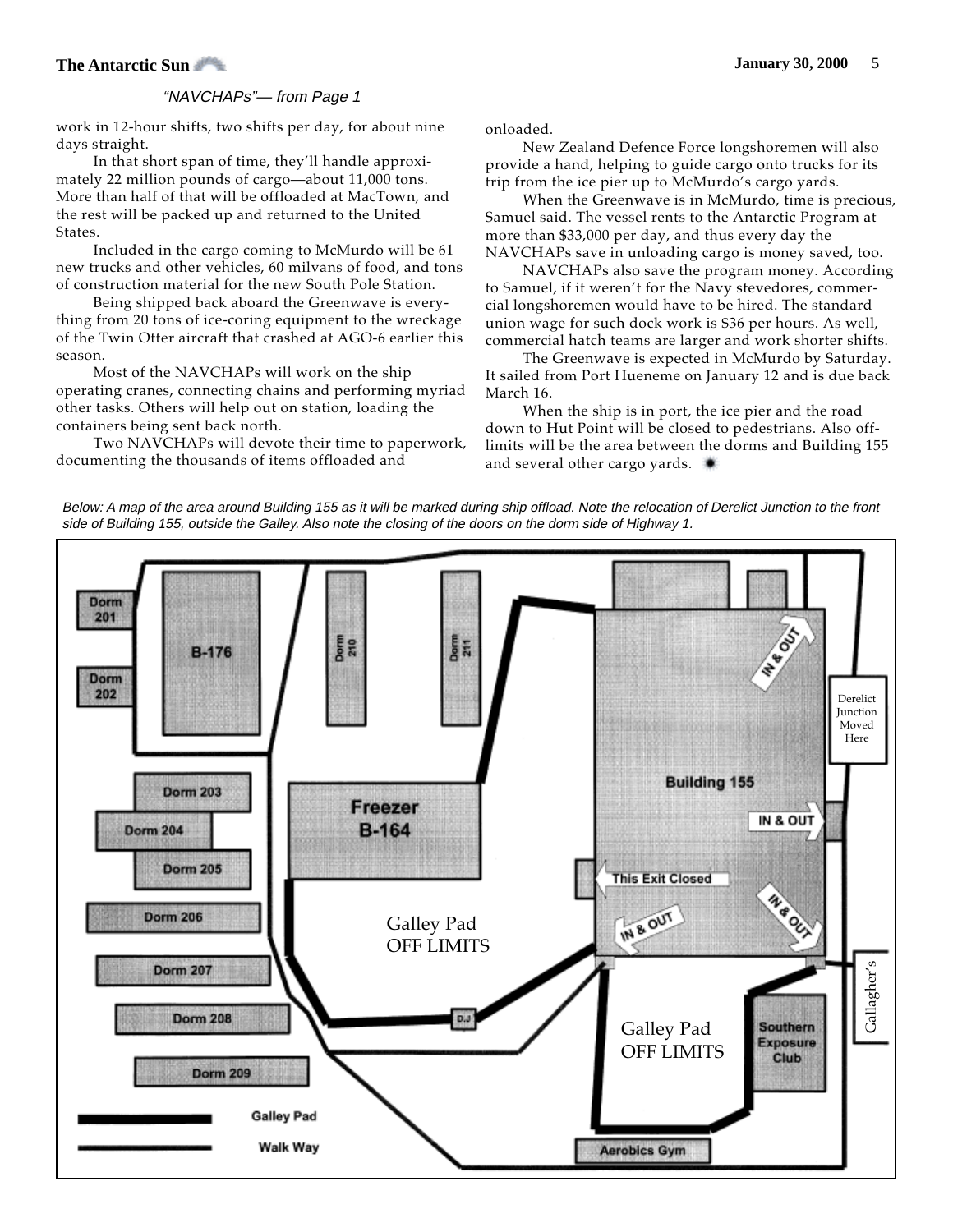*"NAVCHAPs"— from Page 1*

work in 12-hour shifts, two shifts per day, for about nine days straight.

In that short span of time, they'll handle approximately 22 million pounds of cargo—about 11,000 tons. More than half of that will be offloaded at MacTown, and the rest will be packed up and returned to the United States.

Included in the cargo coming to McMurdo will be 61 new trucks and other vehicles, 60 milvans of food, and tons of construction material for the new South Pole Station.

Being shipped back aboard the Greenwave is everything from 20 tons of ice-coring equipment to the wreckage of the Twin Otter aircraft that crashed at AGO-6 earlier this season.

Most of the NAVCHAPs will work on the ship operating cranes, connecting chains and performing myriad other tasks. Others will help out on station, loading the containers being sent back north.

Two NAVCHAPs will devote their time to paperwork, documenting the thousands of items offloaded and onloaded.

New Zealand Defence Force longshoremen will also provide a hand, helping to guide cargo onto trucks for its trip from the ice pier up to McMurdo's cargo yards.

When the Greenwave is in McMurdo, time is precious, Samuel said. The vessel rents to the Antarctic Program at more than $33,000 per day, and thus every day the NAVCHAPs save in unloading cargo is money saved, too.

NAVCHAPs also save the program money. According to Samuel, if it weren't for the Navy stevedores, commercial longshoremen would have to be hired. The standard union wage for such dock work is $36 per hours. As well, commercial hatch teams are larger and work shorter shifts.

The Greenwave is expected in McMurdo by Saturday. It sailed from Port Hueneme on January 12 and is due back March 16.

When the ship is in port, the ice pier and the road down to Hut Point will be closed to pedestrians. Also off-limits will be the area between the dorms and Building 155 and several other cargo yards.

*Below: A map of the area around Building 155 as it will be marked during ship offload. Note the relocation of Derelict Junction to the front side of Building 155, outside the Galley. Also note the closing of the doors on the dorm side of Highway 1.*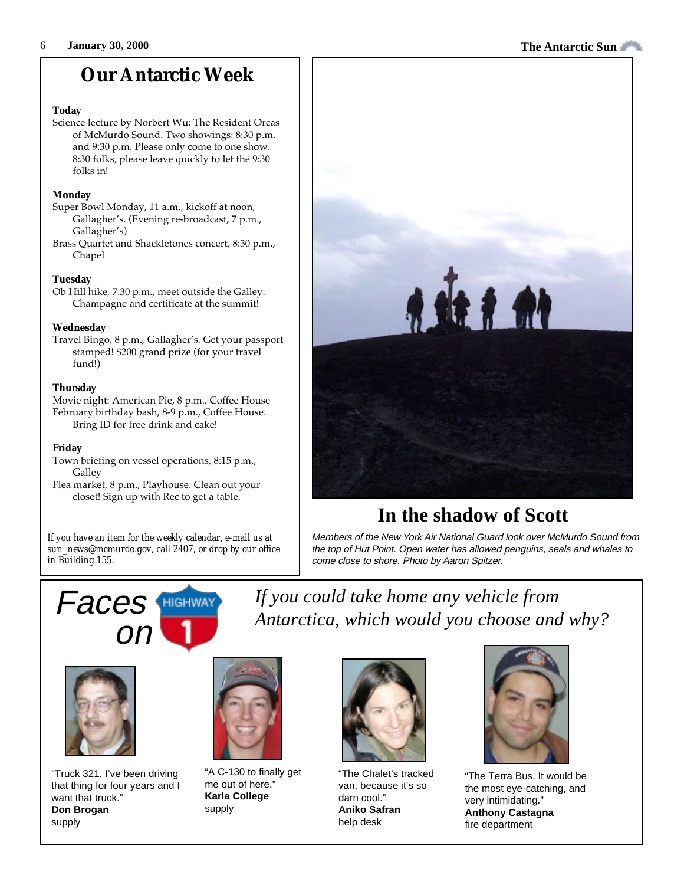# Our Antarctic Week

**Today**

Science lecture by Norbert Wu: The Resident Orcas of McMurdo Sound. Two showings: 8:30 p.m. and 9:30 p.m. Please only come to one show. 8:30 folks, please leave quickly to let the 9:30 folks in!

**Monday**

Super Bowl Monday, 11 a.m., kickoff at noon, Gallagher's. (Evening re-broadcast, 7 p.m., Gallagher's)

Brass Quartet and Shackletones concert, 8:30 p.m., Chapel

**Tuesday**

Ob Hill hike, 7:30 p.m., meet outside the Galley. Champagne and certificate at the summit!

**Wednesday**

Travel Bingo, 8 p.m., Gallagher's. Get your passport stamped! $200 grand prize (for your travel fund!)

**Thursday**

Movie night: American Pie, 8 p.m., Coffee House

February birthday bash, 8-9 p.m., Coffee House. Bring ID for free drink and cake!

**Friday**

Town briefing on vessel operations, 8:15 p.m., Galley

Flea market, 8 p.m., Playhouse. Clean out your closet! Sign up with Rec to get a table.

*If you have an item for the weekly calendar, e-mail us at sun_news@mcmurdo.gov, call 2407, or drop by our office in Building 155.*

## In the shadow of Scott

*Members of the New York Air National Guard look over McMurdo Sound from the top of Hut Point. Open water has allowed penguins, seals and whales to come close to shore. Photo by Aaron Spitzer.*

## Faces on Highway 1

*If you could take home any vehicle from Antarctica, which would you choose and why?*

"Truck 321. I've been driving that thing for four years and I want that truck."
**Don Brogan**
supply

"A C-130 to finally get me out of here."
**Karla College**
supply

"The Chalet's tracked van, because it's so darn cool."
**Aniko Safran**
help desk

"The Terra Bus. It would be the most eye-catching, and very intimidating."
**Anthony Castagna**
fire department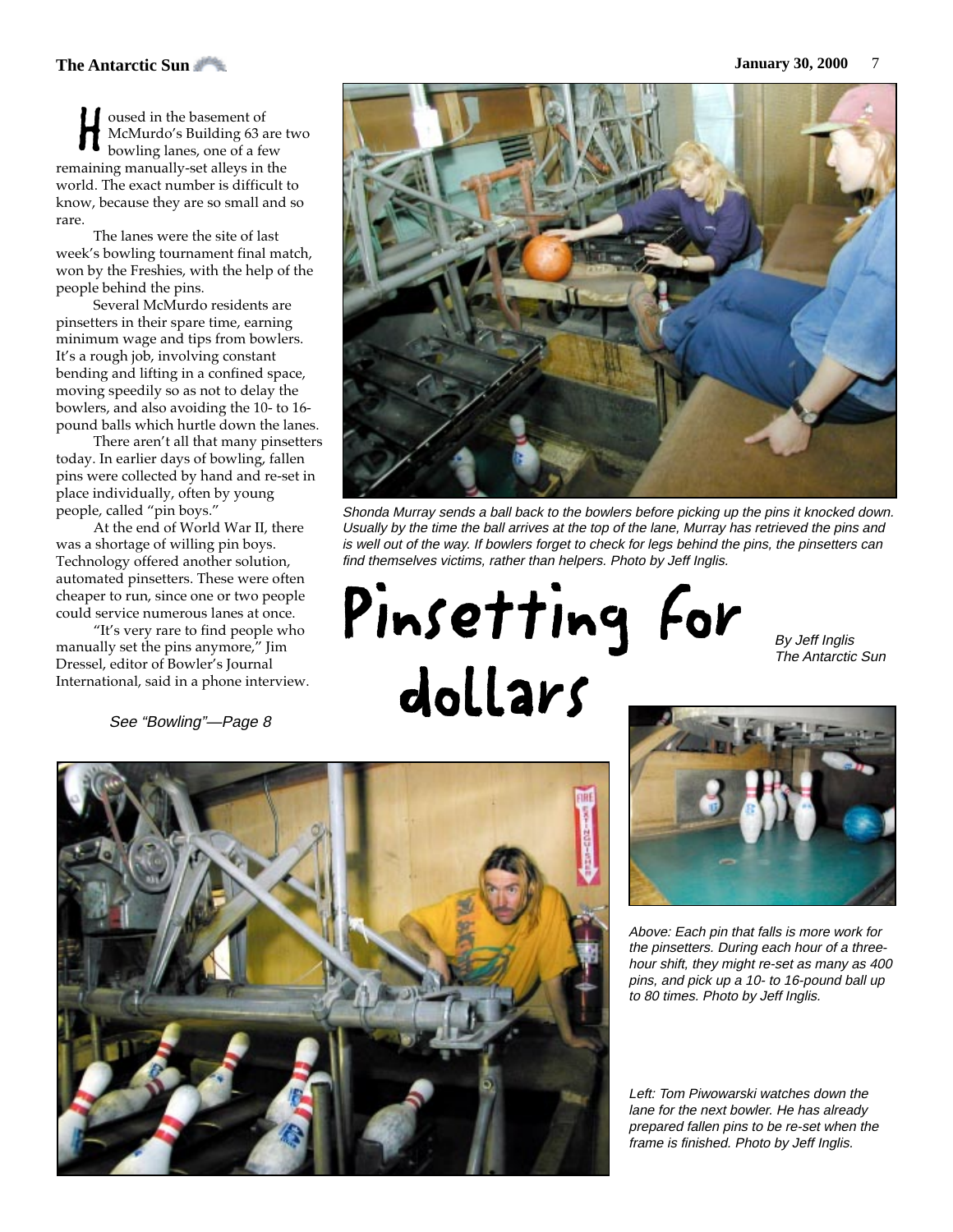# Pinsetting for dollars

*By Jeff Inglis*
*The Antarctic Sun*

Housed in the basement of McMurdo's Building 63 are two bowling lanes, one of a few remaining manually-set alleys in the world. The exact number is difficult to know, because they are so small and so rare.

The lanes were the site of last week's bowling tournament final match, won by the Freshies, with the help of the people behind the pins.

Several McMurdo residents are pinsetters in their spare time, earning minimum wage and tips from bowlers. It's a rough job, involving constant bending and lifting in a confined space, moving speedily so as not to delay the bowlers, and also avoiding the 10- to 16-pound balls which hurtle down the lanes.

There aren't all that many pinsetters today. In earlier days of bowling, fallen pins were collected by hand and re-set in place individually, often by young people, called "pin boys."

At the end of World War II, there was a shortage of willing pin boys. Technology offered another solution, automated pinsetters. These were often cheaper to run, since one or two people could service numerous lanes at once.

"It's very rare to find people who manually set the pins anymore," Jim Dressel, editor of Bowler's Journal International, said in a phone interview.

*See "Bowling"—Page 8*

*Shonda Murray sends a ball back to the bowlers before picking up the pins it knocked down. Usually by the time the ball arrives at the top of the lane, Murray has retrieved the pins and is well out of the way. If bowlers forget to check for legs behind the pins, the pinsetters can find themselves victims, rather than helpers. Photo by Jeff Inglis.*

*Above: Each pin that falls is more work for the pinsetters. During each hour of a three-hour shift, they might re-set as many as 400 pins, and pick up a 10- to 16-pound ball up to 80 times. Photo by Jeff Inglis.*

*Left: Tom Piwowarski watches down the lane for the next bowler. He has already prepared fallen pins to be re-set when the frame is finished. Photo by Jeff Inglis.*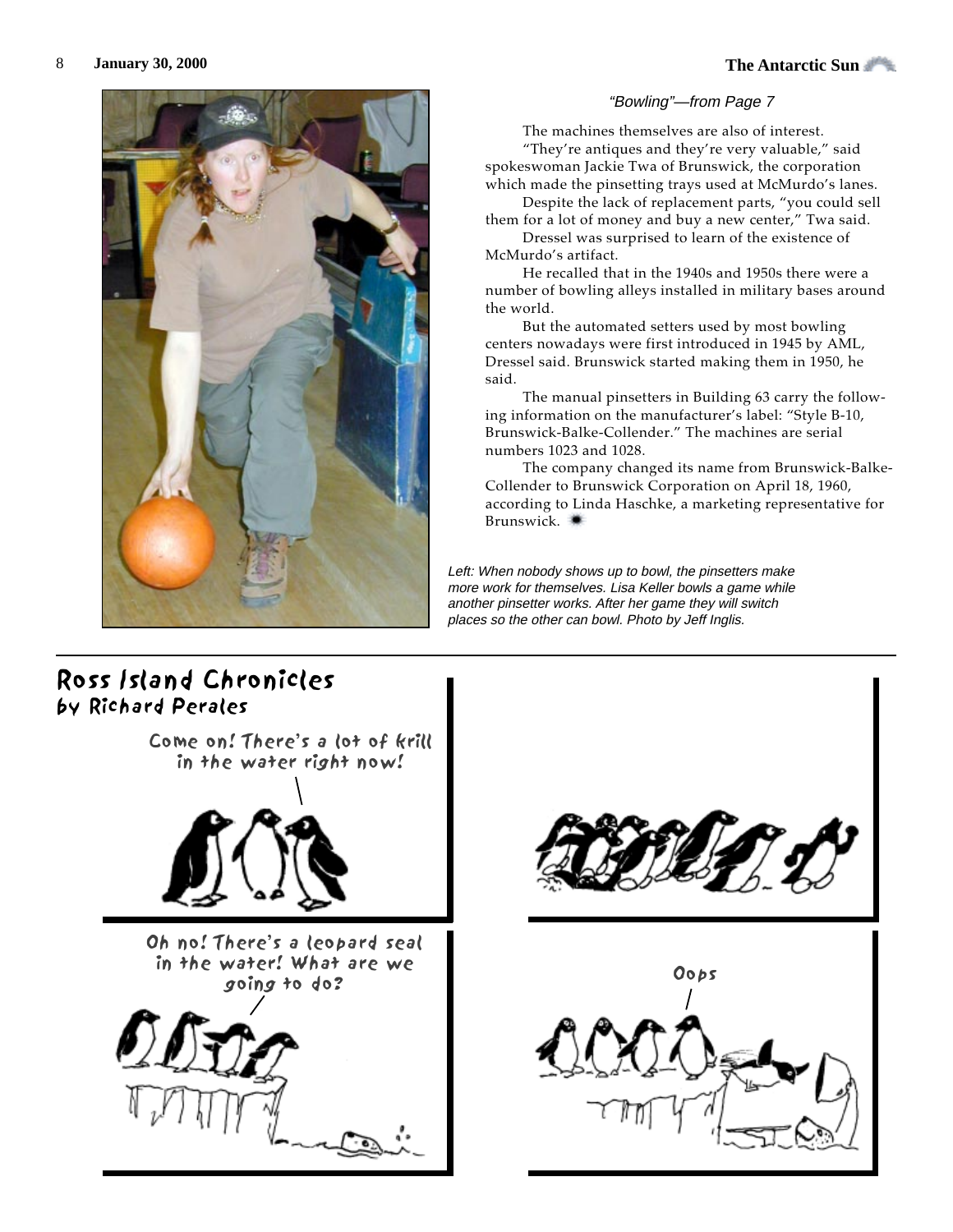*"Bowling"—from Page 7*

The machines themselves are also of interest.

"They're antiques and they're very valuable," said spokeswoman Jackie Twa of Brunswick, the corporation which made the pinsetting trays used at McMurdo's lanes.

Despite the lack of replacement parts, "you could sell them for a lot of money and buy a new center," Twa said.

Dressel was surprised to learn of the existence of McMurdo's artifact.

He recalled that in the 1940s and 1950s there were a number of bowling alleys installed in military bases around the world.

But the automated setters used by most bowling centers nowadays were first introduced in 1945 by AML, Dressel said. Brunswick started making them in 1950, he said.

The manual pinsetters in Building 63 carry the following information on the manufacturer's label: "Style B-10, Brunswick-Balke-Collender." The machines are serial numbers 1023 and 1028.

The company changed its name from Brunswick-Balke-Collender to Brunswick Corporation on April 18, 1960, according to Linda Haschke, a marketing representative for Brunswick.

*Left: When nobody shows up to bowl, the pinsetters make more work for themselves. Lisa Keller bowls a game while another pinsetter works. After her game they will switch places so the other can bowl. Photo by Jeff Inglis.*

## Ross Island Chronicles

### by Richard Perales

Come on! There's a lot of krill in the water right now!

Oh no! There's a leopard seal in the water! What are we going to do?

Oops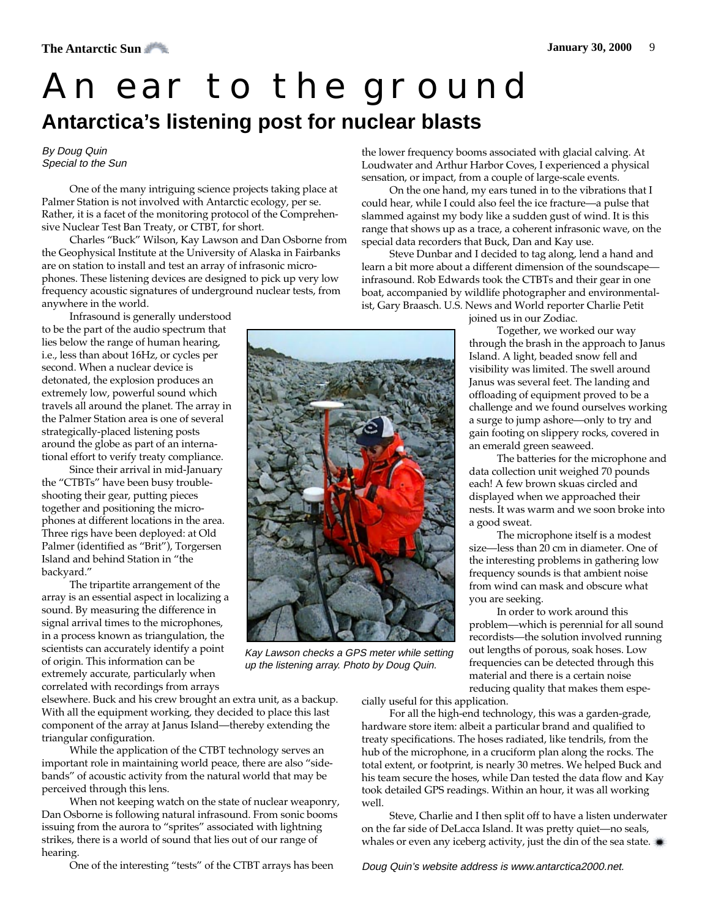# An ear to the ground

## Antarctica's listening post for nuclear blasts

*By Doug Quin*
*Special to the Sun*

One of the many intriguing science projects taking place at Palmer Station is not involved with Antarctic ecology, per se. Rather, it is a facet of the monitoring protocol of the Comprehensive Nuclear Test Ban Treaty, or CTBT, for short.

Charles "Buck" Wilson, Kay Lawson and Dan Osborne from the Geophysical Institute at the University of Alaska in Fairbanks are on station to install and test an array of infrasonic microphones. These listening devices are designed to pick up very low frequency acoustic signatures of underground nuclear tests, from anywhere in the world.

Infrasound is generally understood to be the part of the audio spectrum that lies below the range of human hearing, i.e., less than about 16Hz, or cycles per second. When a nuclear device is detonated, the explosion produces an extremely low, powerful sound which travels all around the planet. The array in the Palmer Station area is one of several strategically-placed listening posts around the globe as part of an international effort to verify treaty compliance.

Since their arrival in mid-January the "CTBTs" have been busy troubleshooting their gear, putting pieces together and positioning the microphones at different locations in the area. Three rigs have been deployed: at Old Palmer (identified as "Brit"), Torgersen Island and behind Station in "the backyard."

The tripartite arrangement of the array is an essential aspect in localizing a sound. By measuring the difference in signal arrival times to the microphones, in a process known as triangulation, the scientists can accurately identify a point of origin. This information can be extremely accurate, particularly when correlated with recordings from arrays elsewhere. Buck and his crew brought an extra unit, as a backup. With all the equipment working, they decided to place this last component of the array at Janus Island—thereby extending the triangular configuration.

While the application of the CTBT technology serves an important role in maintaining world peace, there are also "sidebands" of acoustic activity from the natural world that may be perceived through this lens.

When not keeping watch on the state of nuclear weaponry, Dan Osborne is following natural infrasound. From sonic booms issuing from the aurora to "sprites" associated with lightning strikes, there is a world of sound that lies out of our range of hearing.

One of the interesting "tests" of the CTBT arrays has been the lower frequency booms associated with glacial calving. At Loudwater and Arthur Harbor Coves, I experienced a physical sensation, or impact, from a couple of large-scale events.

On the one hand, my ears tuned in to the vibrations that I could hear, while I could also feel the ice fracture—a pulse that slammed against my body like a sudden gust of wind. It is this range that shows up as a trace, a coherent infrasonic wave, on the special data recorders that Buck, Dan and Kay use.

Steve Dunbar and I decided to tag along, lend a hand and learn a bit more about a different dimension of the soundscape—infrasound. Rob Edwards took the CTBTs and their gear in one boat, accompanied by wildlife photographer and environmentalist, Gary Braasch. U.S. News and World reporter Charlie Petit joined us in our Zodiac.

*Kay Lawson checks a GPS meter while setting up the listening array. Photo by Doug Quin.*

Together, we worked our way through the brash in the approach to Janus Island. A light, beaded snow fell and visibility was limited. The swell around Janus was several feet. The landing and offloading of equipment proved to be a challenge and we found ourselves working a surge to jump ashore—only to try and gain footing on slippery rocks, covered in an emerald green seaweed.

The batteries for the microphone and data collection unit weighed 70 pounds each! A few brown skuas circled and displayed when we approached their nests. It was warm and we soon broke into a good sweat.

The microphone itself is a modest size—less than 20 cm in diameter. One of the interesting problems in gathering low frequency sounds is that ambient noise from wind can mask and obscure what you are seeking.

In order to work around this problem—which is perennial for all sound recordists—the solution involved running out lengths of porous, soak hoses. Low frequencies can be detected through this material and there is a certain noise reducing quality that makes them especially useful for this application.

For all the high-end technology, this was a garden-grade, hardware store item: albeit a particular brand and qualified to treaty specifications. The hoses radiated, like tendrils, from the hub of the microphone, in a cruciform plan along the rocks. The total extent, or footprint, is nearly 30 metres. We helped Buck and his team secure the hoses, while Dan tested the data flow and Kay took detailed GPS readings. Within an hour, it was all working well.

Steve, Charlie and I then split off to have a listen underwater on the far side of DeLacca Island. It was pretty quiet—no seals, whales or even any iceberg activity, just the din of the sea state.

*Doug Quin's website address is www.antarctica2000.net.*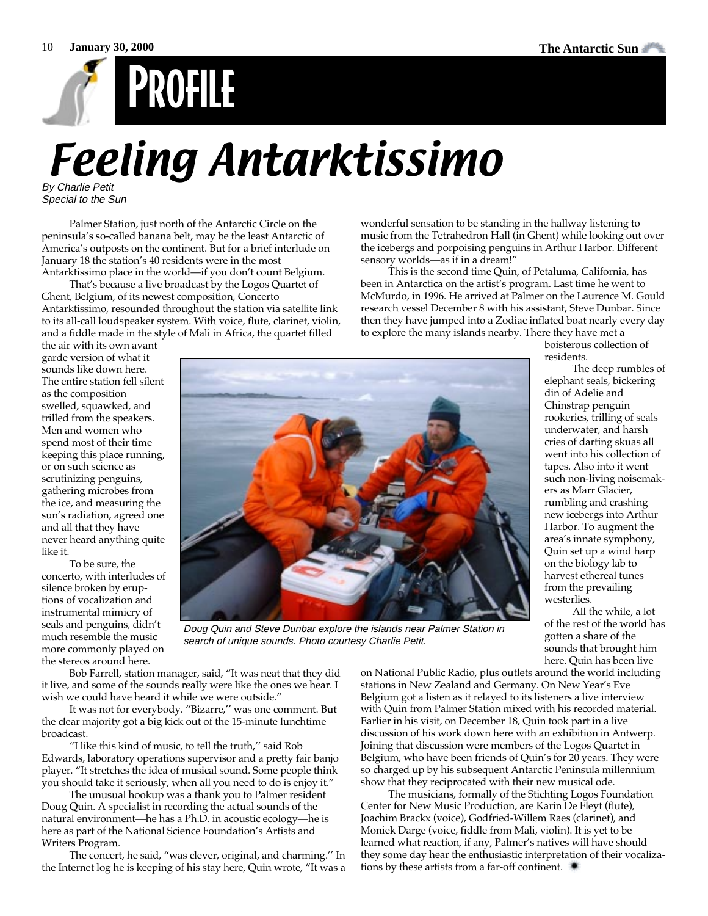# PROFILE

# Feeling Antarktissimo

*By Charlie Petit*
*Special to the Sun*

Palmer Station, just north of the Antarctic Circle on the peninsula's so-called banana belt, may be the least Antarctic of America's outposts on the continent. But for a brief interlude on January 18 the station's 40 residents were in the most Antarktissimo place in the world—if you don't count Belgium.

That's because a live broadcast by the Logos Quartet of Ghent, Belgium, of its newest composition, Concerto Antarktissimo, resounded throughout the station via satellite link to its all-call loudspeaker system. With voice, flute, clarinet, violin, and a fiddle made in the style of Mali in Africa, the quartet filled the air with its own avant garde version of what it sounds like down here. The entire station fell silent as the composition swelled, squawked, and trilled from the speakers. Men and women who spend most of their time keeping this place running, or on such science as scrutinizing penguins, gathering microbes from the ice, and measuring the sun's radiation, agreed one and all that they have never heard anything quite like it.

To be sure, the concerto, with interludes of silence broken by eruptions of vocalization and instrumental mimicry of seals and penguins, didn't much resemble the music more commonly played on the stereos around here.

Bob Farrell, station manager, said, "It was neat that they did it live, and some of the sounds really were like the ones we hear. I wish we could have heard it while we were outside."

It was not for everybody. "Bizarre,'' was one comment. But the clear majority got a big kick out of the 15-minute lunchtime broadcast.

"I like this kind of music, to tell the truth,'' said Rob Edwards, laboratory operations supervisor and a pretty fair banjo player. "It stretches the idea of musical sound. Some people think you should take it seriously, when all you need to do is enjoy it."

The unusual hookup was a thank you to Palmer resident Doug Quin. A specialist in recording the actual sounds of the natural environment—he has a Ph.D. in acoustic ecology—he is here as part of the National Science Foundation's Artists and Writers Program.

The concert, he said, "was clever, original, and charming.'' In the Internet log he is keeping of his stay here, Quin wrote, "It was a wonderful sensation to be standing in the hallway listening to music from the Tetrahedron Hall (in Ghent) while looking out over the icebergs and porpoising penguins in Arthur Harbor. Different sensory worlds—as if in a dream!"

This is the second time Quin, of Petaluma, California, has been in Antarctica on the artist's program. Last time he went to McMurdo, in 1996. He arrived at Palmer on the Laurence M. Gould research vessel December 8 with his assistant, Steve Dunbar. Since then they have jumped into a Zodiac inflated boat nearly every day to explore the many islands nearby. There they have met a boisterous collection of residents.

The deep rumbles of elephant seals, bickering din of Adelie and Chinstrap penguin rookeries, trilling of seals underwater, and harsh cries of darting skuas all went into his collection of tapes. Also into it went such non-living noisemakers as Marr Glacier, rumbling and crashing new icebergs into Arthur Harbor. To augment the area's innate symphony, Quin set up a wind harp on the biology lab to harvest ethereal tunes from the prevailing westerlies.

Doug Quin and Steve Dunbar explore the islands near Palmer Station in search of unique sounds. Photo courtesy Charlie Petit.

All the while, a lot of the rest of the world has gotten a share of the sounds that brought him here. Quin has been live on National Public Radio, plus outlets around the world including stations in New Zealand and Germany. On New Year's Eve Belgium got a listen as it relayed to its listeners a live interview with Quin from Palmer Station mixed with his recorded material. Earlier in his visit, on December 18, Quin took part in a live discussion of his work down here with an exhibition in Antwerp. Joining that discussion were members of the Logos Quartet in Belgium, who have been friends of Quin's for 20 years. They were so charged up by his subsequent Antarctic Peninsula millennium show that they reciprocated with their new musical ode.

The musicians, formally of the Stichting Logos Foundation Center for New Music Production, are Karin De Fleyt (flute), Joachim Brackx (voice), Godfried-Willem Raes (clarinet), and Moniek Darge (voice, fiddle from Mali, violin). It is yet to be learned what reaction, if any, Palmer's natives will have should they some day hear the enthusiastic interpretation of their vocalizations by these artists from a far-off continent.